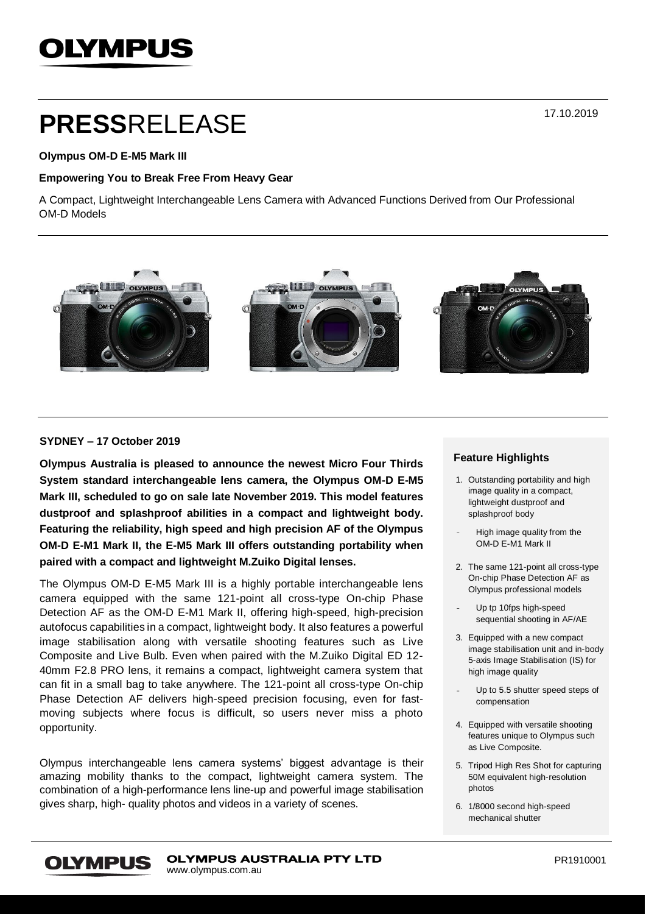# **PRESS**RELEASE

17.10.2019

**Olympus OM-D E-M5 Mark III**

**Empowering You to Break Free From Heavy Gear**

A Compact, Lightweight Interchangeable Lens Camera with Advanced Functions Derived from Our Professional OM-D Models

**SYDNEY – 17 October 2019**

**Olympus Australia is pleased to announce the newest Micro Four Thirds System standard interchangeable lens camera, the Olympus OM-D E-M5 Mark III, scheduled to go on sale late November 2019. This model features dustproof and splashproof abilities in a compact and lightweight body. Featuring the reliability, high speed and high precision AF of the Olympus OM-D E-M1 Mark II, the E-M5 Mark III offers outstanding portability when paired with a compact and lightweight M.Zuiko Digital lenses.**

The Olympus OM-D E-M5 Mark III is a highly portable interchangeable lens camera equipped with the same 121-point all cross-type On-chip Phase Detection AF as the OM-D E-M1 Mark II, offering high-speed, high-precision autofocus capabilities in a compact, lightweight body. It also features a powerful image stabilisation along with versatile shooting features such as Live Composite and Live Bulb. Even when paired with the M.Zuiko Digital ED 12-40mm F2.8 PRO lens, it remains a compact, lightweight camera system that can fit in a small bag to take anywhere. The 121-point all cross-type On-chip Phase Detection AF delivers high-speed precision focusing, even for fast-moving subjects where focus is difficult, so users never miss a photo opportunity.

Olympus interchangeable lens camera systems' biggest advantage is their amazing mobility thanks to the compact, lightweight camera system. The combination of a high-performance lens line-up and powerful image stabilisation gives sharp, high- quality photos and videos in a variety of scenes.

### Feature Highlights

1. Outstanding portability and high image quality in a compact, lightweight dustproof and splashproof body
   - High image quality from the OM-D E-M1 Mark II
2. The same 121-point all cross-type On-chip Phase Detection AF as Olympus professional models
   - Up tp 10fps high-speed sequential shooting in AF/AE
3. Equipped with a new compact image stabilisation unit and in-body 5-axis Image Stabilisation (IS) for high image quality
   - Up to 5.5 shutter speed steps of compensation
4. Equipped with versatile shooting features unique to Olympus such as Live Composite.
5. Tripod High Res Shot for capturing 50M equivalent high-resolution photos
6. 1/8000 second high-speed mechanical shutter

**OLYMPUS AUSTRALIA PTY LTD**
www.olympus.com.au

PR1910001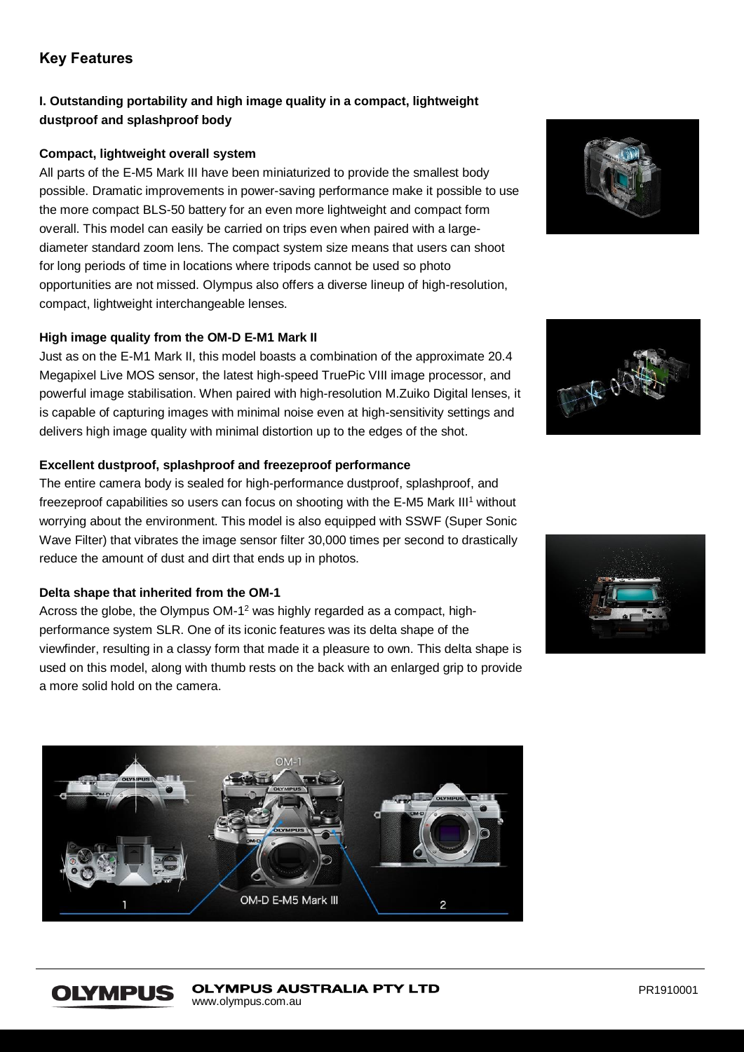## Key Features

### I. Outstanding portability and high image quality in a compact, lightweight dustproof and splashproof body

**Compact, lightweight overall system**

All parts of the E-M5 Mark III have been miniaturized to provide the smallest body possible. Dramatic improvements in power-saving performance make it possible to use the more compact BLS-50 battery for an even more lightweight and compact form overall. This model can easily be carried on trips even when paired with a large-diameter standard zoom lens. The compact system size means that users can shoot for long periods of time in locations where tripods cannot be used so photo opportunities are not missed. Olympus also offers a diverse lineup of high-resolution, compact, lightweight interchangeable lenses.

**High image quality from the OM-D E-M1 Mark II**

Just as on the E-M1 Mark II, this model boasts a combination of the approximate 20.4 Megapixel Live MOS sensor, the latest high-speed TruePic VIII image processor, and powerful image stabilisation. When paired with high-resolution M.Zuiko Digital lenses, it is capable of capturing images with minimal noise even at high-sensitivity settings and delivers high image quality with minimal distortion up to the edges of the shot.

**Excellent dustproof, splashproof and freezeproof performance**

The entire camera body is sealed for high-performance dustproof, splashproof, and freezeproof capabilities so users can focus on shooting with the E-M5 Mark III[1] without worrying about the environment. This model is also equipped with SSWF (Super Sonic Wave Filter) that vibrates the image sensor filter 30,000 times per second to drastically reduce the amount of dust and dirt that ends up in photos.

**Delta shape that inherited from the OM-1**

Across the globe, the Olympus OM-1[2] was highly regarded as a compact, high-performance system SLR. One of its iconic features was its delta shape of the viewfinder, resulting in a classy form that made it a pleasure to own. This delta shape is used on this model, along with thumb rests on the back with an enlarged grip to provide a more solid hold on the camera.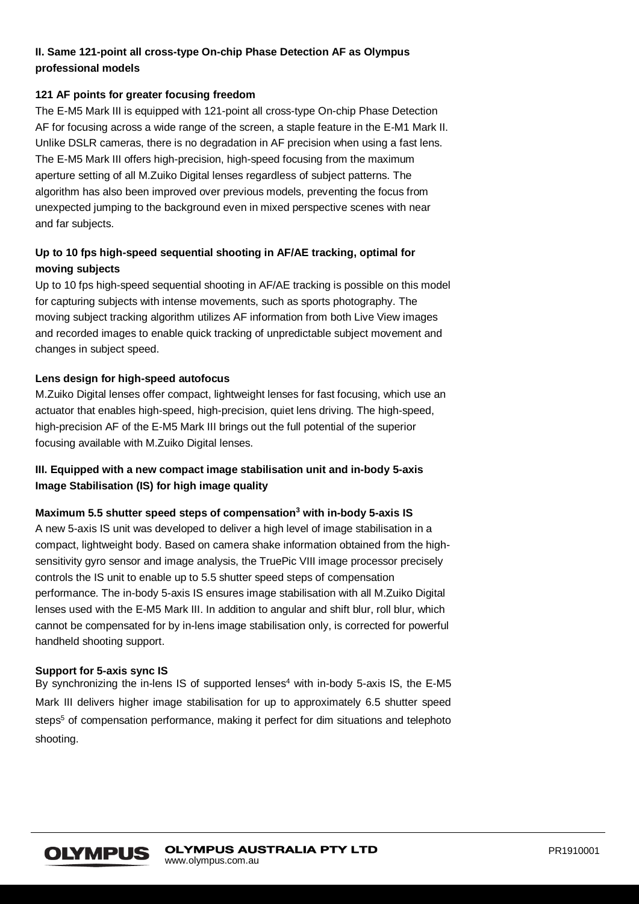## II. Same 121-point all cross-type On-chip Phase Detection AF as Olympus professional models

### 121 AF points for greater focusing freedom

The E-M5 Mark III is equipped with 121-point all cross-type On-chip Phase Detection AF for focusing across a wide range of the screen, a staple feature in the E-M1 Mark II. Unlike DSLR cameras, there is no degradation in AF precision when using a fast lens. The E-M5 Mark III offers high-precision, high-speed focusing from the maximum aperture setting of all M.Zuiko Digital lenses regardless of subject patterns. The algorithm has also been improved over previous models, preventing the focus from unexpected jumping to the background even in mixed perspective scenes with near and far subjects.

### Up to 10 fps high-speed sequential shooting in AF/AE tracking, optimal for moving subjects

Up to 10 fps high-speed sequential shooting in AF/AE tracking is possible on this model for capturing subjects with intense movements, such as sports photography. The moving subject tracking algorithm utilizes AF information from both Live View images and recorded images to enable quick tracking of unpredictable subject movement and changes in subject speed.

### Lens design for high-speed autofocus

M.Zuiko Digital lenses offer compact, lightweight lenses for fast focusing, which use an actuator that enables high-speed, high-precision, quiet lens driving. The high-speed, high-precision AF of the E-M5 Mark III brings out the full potential of the superior focusing available with M.Zuiko Digital lenses.

## III. Equipped with a new compact image stabilisation unit and in-body 5-axis Image Stabilisation (IS) for high image quality

### Maximum 5.5 shutter speed steps of compensation[3] with in-body 5-axis IS

A new 5-axis IS unit was developed to deliver a high level of image stabilisation in a compact, lightweight body. Based on camera shake information obtained from the high-sensitivity gyro sensor and image analysis, the TruePic VIII image processor precisely controls the IS unit to enable up to 5.5 shutter speed steps of compensation performance. The in-body 5-axis IS ensures image stabilisation with all M.Zuiko Digital lenses used with the E-M5 Mark III. In addition to angular and shift blur, roll blur, which cannot be compensated for by in-lens image stabilisation only, is corrected for powerful handheld shooting support.

### Support for 5-axis sync IS

By synchronizing the in-lens IS of supported lenses[4] with in-body 5-axis IS, the E-M5 Mark III delivers higher image stabilisation for up to approximately 6.5 shutter speed steps[5] of compensation performance, making it perfect for dim situations and telephoto shooting.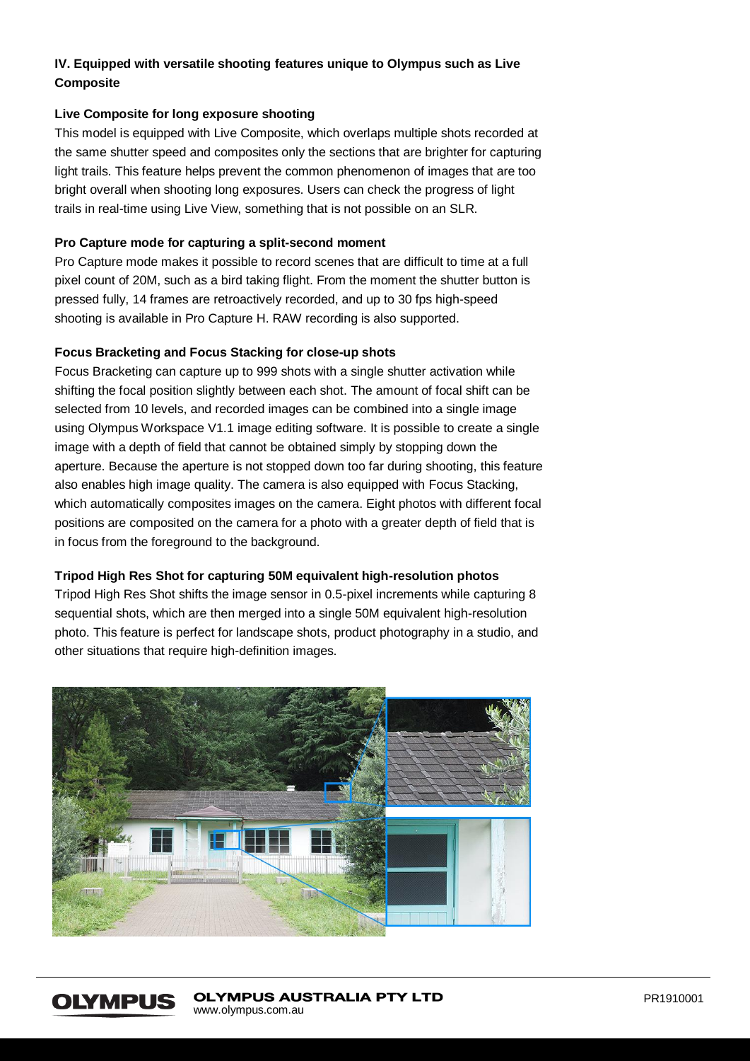## IV. Equipped with versatile shooting features unique to Olympus such as Live Composite

### Live Composite for long exposure shooting

This model is equipped with Live Composite, which overlaps multiple shots recorded at the same shutter speed and composites only the sections that are brighter for capturing light trails. This feature helps prevent the common phenomenon of images that are too bright overall when shooting long exposures. Users can check the progress of light trails in real-time using Live View, something that is not possible on an SLR.

### Pro Capture mode for capturing a split-second moment

Pro Capture mode makes it possible to record scenes that are difficult to time at a full pixel count of 20M, such as a bird taking flight. From the moment the shutter button is pressed fully, 14 frames are retroactively recorded, and up to 30 fps high-speed shooting is available in Pro Capture H. RAW recording is also supported.

### Focus Bracketing and Focus Stacking for close-up shots

Focus Bracketing can capture up to 999 shots with a single shutter activation while shifting the focal position slightly between each shot. The amount of focal shift can be selected from 10 levels, and recorded images can be combined into a single image using Olympus Workspace V1.1 image editing software. It is possible to create a single image with a depth of field that cannot be obtained simply by stopping down the aperture. Because the aperture is not stopped down too far during shooting, this feature also enables high image quality. The camera is also equipped with Focus Stacking, which automatically composites images on the camera. Eight photos with different focal positions are composited on the camera for a photo with a greater depth of field that is in focus from the foreground to the background.

### Tripod High Res Shot for capturing 50M equivalent high-resolution photos

Tripod High Res Shot shifts the image sensor in 0.5-pixel increments while capturing 8 sequential shots, which are then merged into a single 50M equivalent high-resolution photo. This feature is perfect for landscape shots, product photography in a studio, and other situations that require high-definition images.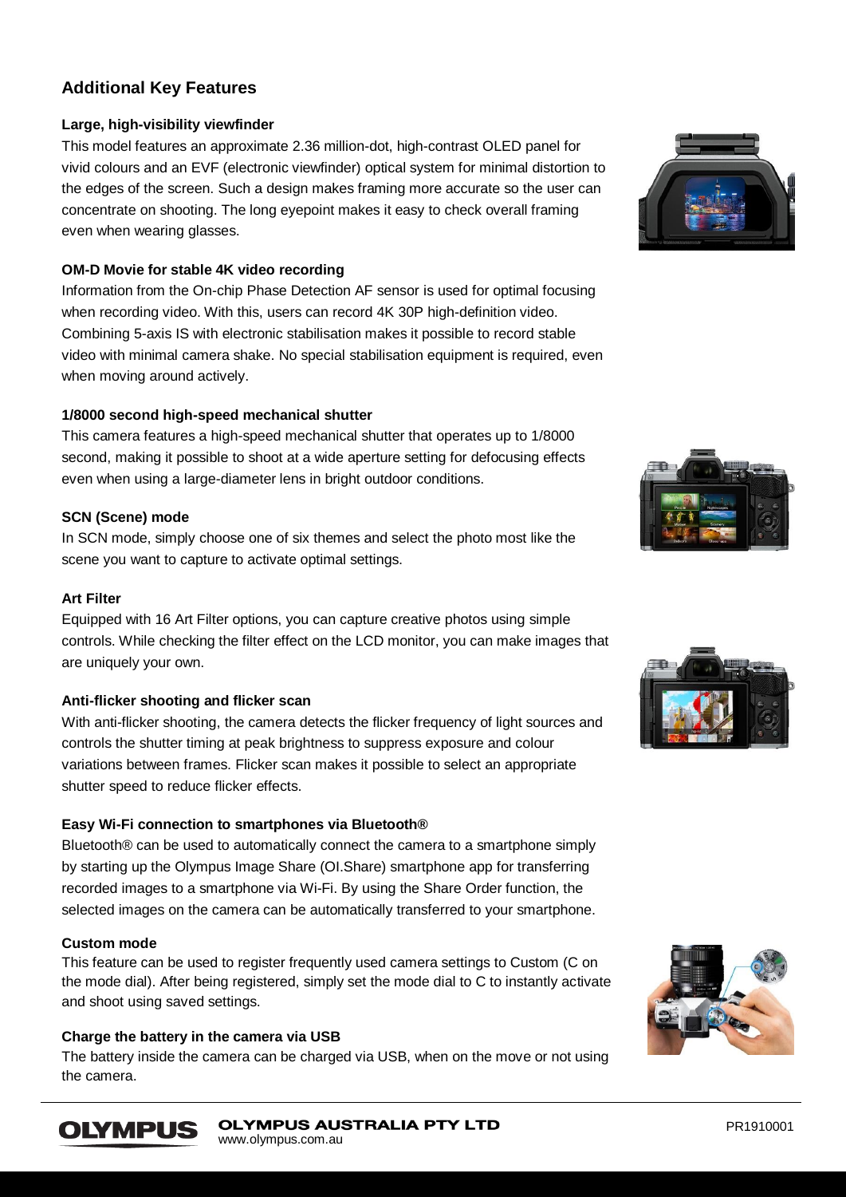## Additional Key Features

### Large, high-visibility viewfinder

This model features an approximate 2.36 million-dot, high-contrast OLED panel for vivid colours and an EVF (electronic viewfinder) optical system for minimal distortion to the edges of the screen. Such a design makes framing more accurate so the user can concentrate on shooting. The long eyepoint makes it easy to check overall framing even when wearing glasses.

### OM-D Movie for stable 4K video recording

Information from the On-chip Phase Detection AF sensor is used for optimal focusing when recording video. With this, users can record 4K 30P high-definition video. Combining 5-axis IS with electronic stabilisation makes it possible to record stable video with minimal camera shake. No special stabilisation equipment is required, even when moving around actively.

### 1/8000 second high-speed mechanical shutter

This camera features a high-speed mechanical shutter that operates up to 1/8000 second, making it possible to shoot at a wide aperture setting for defocusing effects even when using a large-diameter lens in bright outdoor conditions.

### SCN (Scene) mode

In SCN mode, simply choose one of six themes and select the photo most like the scene you want to capture to activate optimal settings.

### Art Filter

Equipped with 16 Art Filter options, you can capture creative photos using simple controls. While checking the filter effect on the LCD monitor, you can make images that are uniquely your own.

### Anti-flicker shooting and flicker scan

With anti-flicker shooting, the camera detects the flicker frequency of light sources and controls the shutter timing at peak brightness to suppress exposure and colour variations between frames. Flicker scan makes it possible to select an appropriate shutter speed to reduce flicker effects.

### Easy Wi-Fi connection to smartphones via Bluetooth®

Bluetooth® can be used to automatically connect the camera to a smartphone simply by starting up the Olympus Image Share (OI.Share) smartphone app for transferring recorded images to a smartphone via Wi-Fi. By using the Share Order function, the selected images on the camera can be automatically transferred to your smartphone.

### Custom mode

This feature can be used to register frequently used camera settings to Custom (C on the mode dial). After being registered, simply set the mode dial to C to instantly activate and shoot using saved settings.

### Charge the battery in the camera via USB

The battery inside the camera can be charged via USB, when on the move or not using the camera.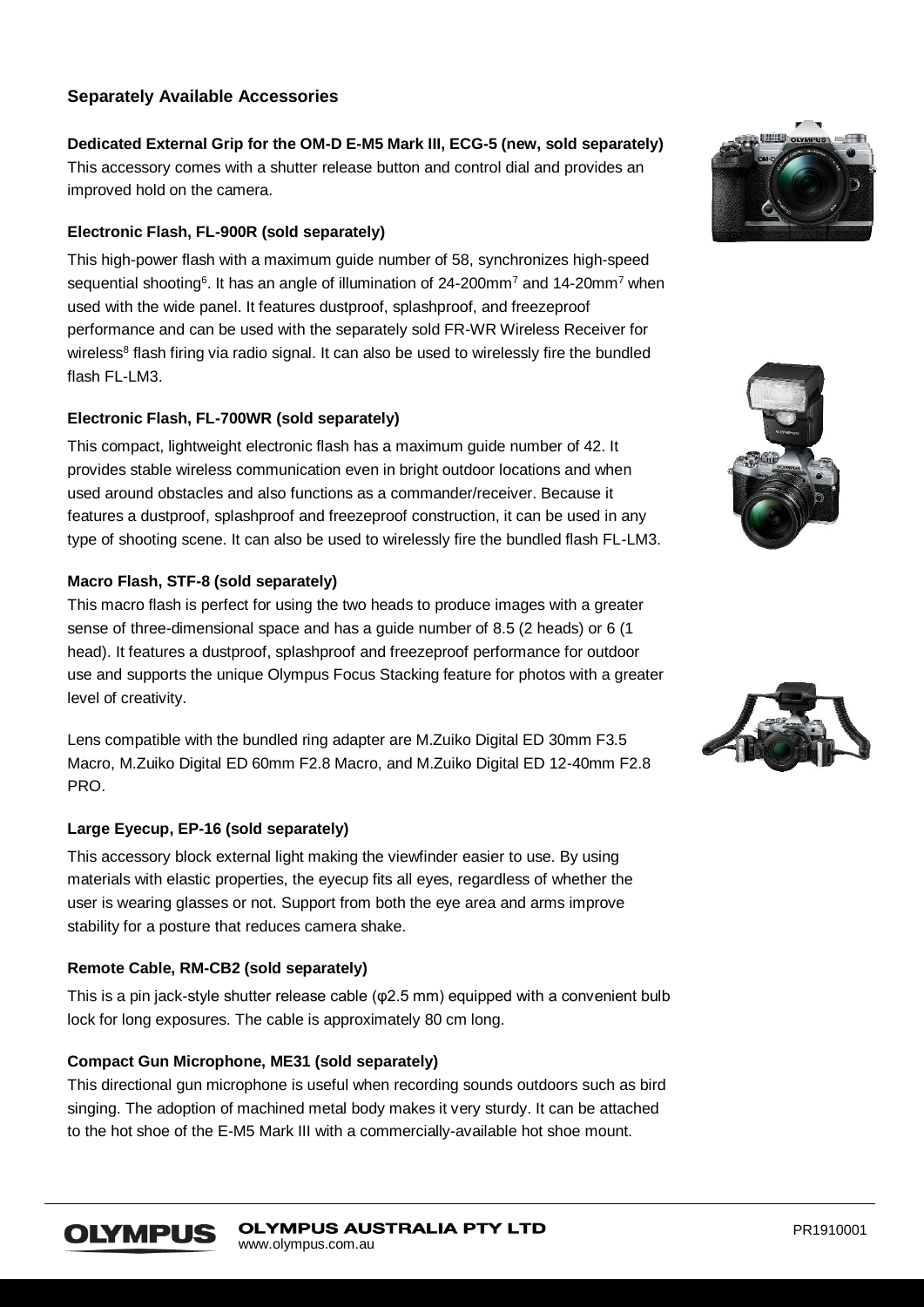### Separately Available Accessories

**Dedicated External Grip for the OM-D E-M5 Mark III, ECG-5 (new, sold separately)**
This accessory comes with a shutter release button and control dial and provides an improved hold on the camera.

**Electronic Flash, FL-900R (sold separately)**

This high-power flash with a maximum guide number of 58, synchronizes high-speed sequential shooting[6]. It has an angle of illumination of 24-200mm[7] and 14-20mm[7] when used with the wide panel. It features dustproof, splashproof, and freezeproof performance and can be used with the separately sold FR-WR Wireless Receiver for wireless[8] flash firing via radio signal. It can also be used to wirelessly fire the bundled flash FL-LM3.

**Electronic Flash, FL-700WR (sold separately)**

This compact, lightweight electronic flash has a maximum guide number of 42. It provides stable wireless communication even in bright outdoor locations and when used around obstacles and also functions as a commander/receiver. Because it features a dustproof, splashproof and freezeproof construction, it can be used in any type of shooting scene. It can also be used to wirelessly fire the bundled flash FL-LM3.

**Macro Flash, STF-8 (sold separately)**
This macro flash is perfect for using the two heads to produce images with a greater sense of three-dimensional space and has a guide number of 8.5 (2 heads) or 6 (1 head). It features a dustproof, splashproof and freezeproof performance for outdoor use and supports the unique Olympus Focus Stacking feature for photos with a greater level of creativity.

Lens compatible with the bundled ring adapter are M.Zuiko Digital ED 30mm F3.5 Macro, M.Zuiko Digital ED 60mm F2.8 Macro, and M.Zuiko Digital ED 12-40mm F2.8 PRO.

**Large Eyecup, EP-16 (sold separately)**

This accessory block external light making the viewfinder easier to use. By using materials with elastic properties, the eyecup fits all eyes, regardless of whether the user is wearing glasses or not. Support from both the eye area and arms improve stability for a posture that reduces camera shake.

**Remote Cable, RM-CB2 (sold separately)**

This is a pin jack-style shutter release cable (φ2.5 mm) equipped with a convenient bulb lock for long exposures. The cable is approximately 80 cm long.

**Compact Gun Microphone, ME31 (sold separately)**
This directional gun microphone is useful when recording sounds outdoors such as bird singing. The adoption of machined metal body makes it very sturdy. It can be attached to the hot shoe of the E-M5 Mark III with a commercially-available hot shoe mount.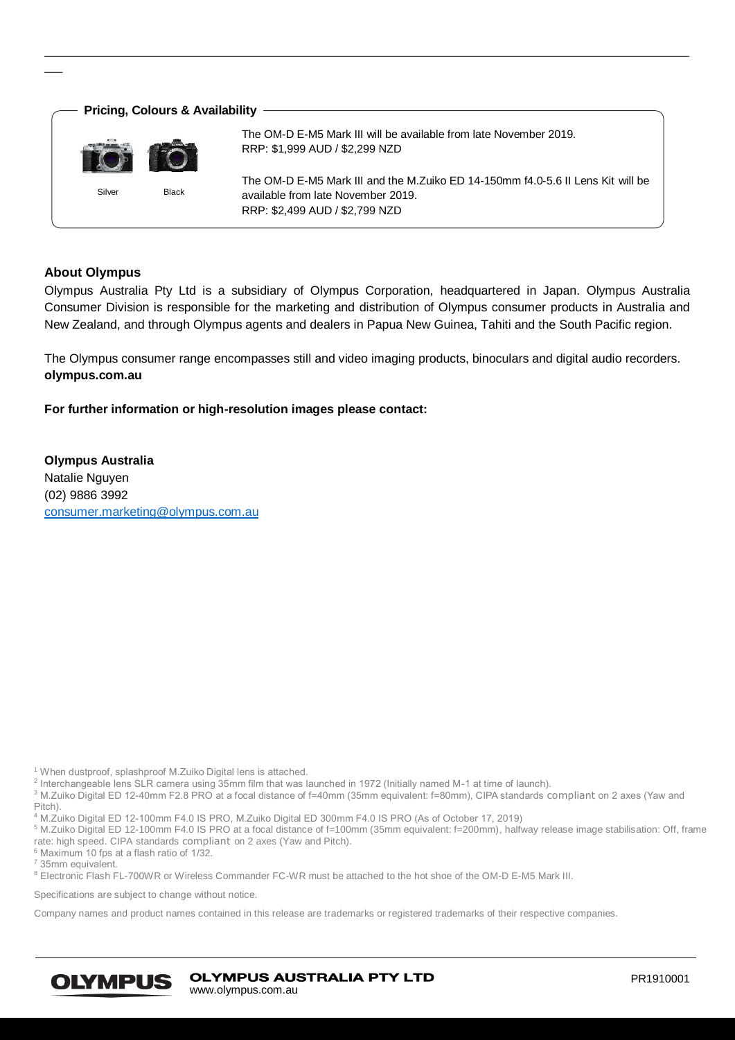## Pricing, Colours & Availability

Silver Black

The OM-D E-M5 Mark III will be available from late November 2019.
RRP: $1,999 AUD / $2,299 NZD

The OM-D E-M5 Mark III and the M.Zuiko ED 14-150mm f4.0-5.6 II Lens Kit will be available from late November 2019.
RRP: $2,499 AUD / $2,799 NZD

**About Olympus**

Olympus Australia Pty Ltd is a subsidiary of Olympus Corporation, headquartered in Japan. Olympus Australia Consumer Division is responsible for the marketing and distribution of Olympus consumer products in Australia and New Zealand, and through Olympus agents and dealers in Papua New Guinea, Tahiti and the South Pacific region.

The Olympus consumer range encompasses still and video imaging products, binoculars and digital audio recorders.
**olympus.com.au**

**For further information or high-resolution images please contact:**

**Olympus Australia**
Natalie Nguyen
(02) 9886 3992
consumer.marketing@olympus.com.au

[1] When dustproof, splashproof M.Zuiko Digital lens is attached.
[2] Interchangeable lens SLR camera using 35mm film that was launched in 1972 (Initially named M-1 at time of launch).
[3] M.Zuiko Digital ED 12-40mm F2.8 PRO at a focal distance of f=40mm (35mm equivalent: f=80mm), CIPA standards compliant on 2 axes (Yaw and Pitch).
[4] M.Zuiko Digital ED 12-100mm F4.0 IS PRO, M.Zuiko Digital ED 300mm F4.0 IS PRO (As of October 17, 2019)
[5] M.Zuiko Digital ED 12-100mm F4.0 IS PRO at a focal distance of f=100mm (35mm equivalent: f=200mm), halfway release image stabilisation: Off, frame rate: high speed. CIPA standards compliant on 2 axes (Yaw and Pitch).
[6] Maximum 10 fps at a flash ratio of 1/32.
[7] 35mm equivalent.
[8] Electronic Flash FL-700WR or Wireless Commander FC-WR must be attached to the hot shoe of the OM-D E-M5 Mark III.

Specifications are subject to change without notice.

Company names and product names contained in this release are trademarks or registered trademarks of their respective companies.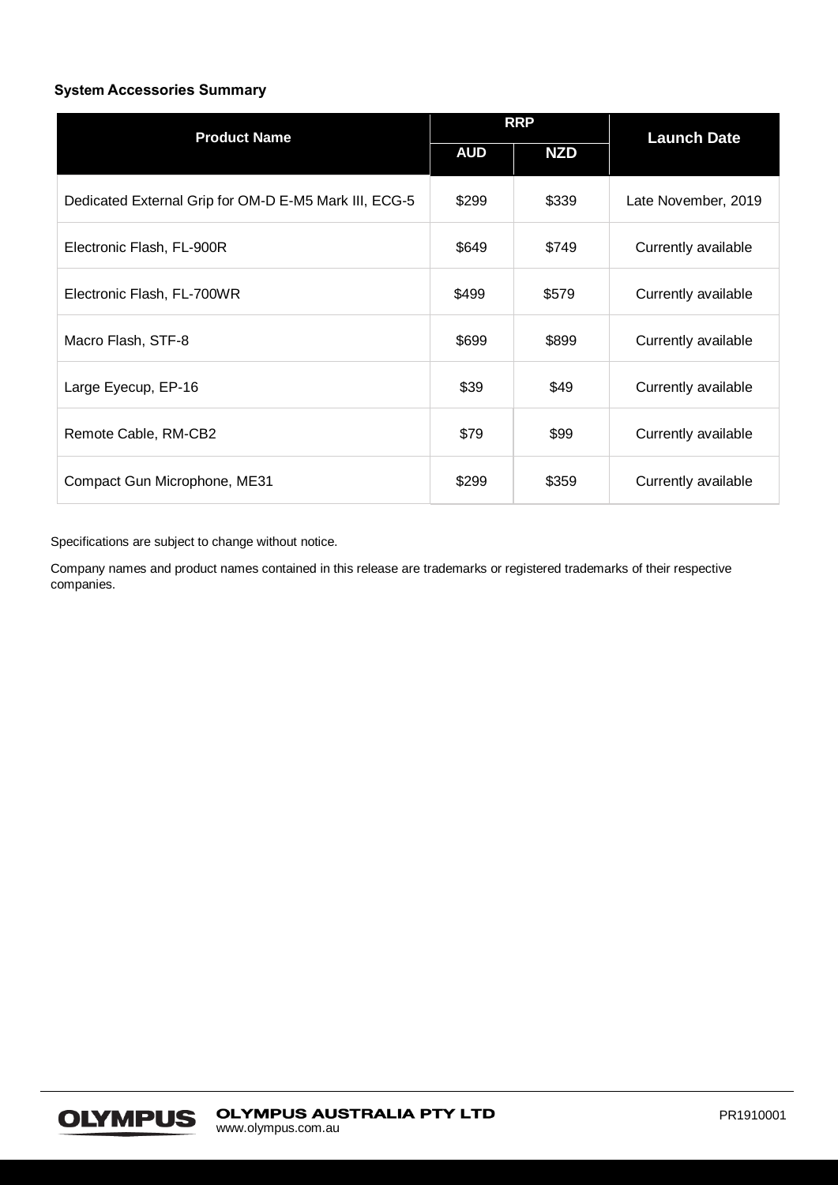**System Accessories Summary**

| Product Name | RRP | | Launch Date |
|---|---|---|---|
| | AUD | NZD | |
| Dedicated External Grip for OM-D E-M5 Mark III, ECG-5 | $299 | $339 | Late November, 2019 |
| Electronic Flash, FL-900R | $649 | $749 | Currently available |
| Electronic Flash, FL-700WR | $499 | $579 | Currently available |
| Macro Flash, STF-8 | $699 | $899 | Currently available |
| Large Eyecup, EP-16 | $39 | $49 | Currently available |
| Remote Cable, RM-CB2 | $79 | $99 | Currently available |
| Compact Gun Microphone, ME31 | $299 | $359 | Currently available |

Specifications are subject to change without notice.

Company names and product names contained in this release are trademarks or registered trademarks of their respective companies.